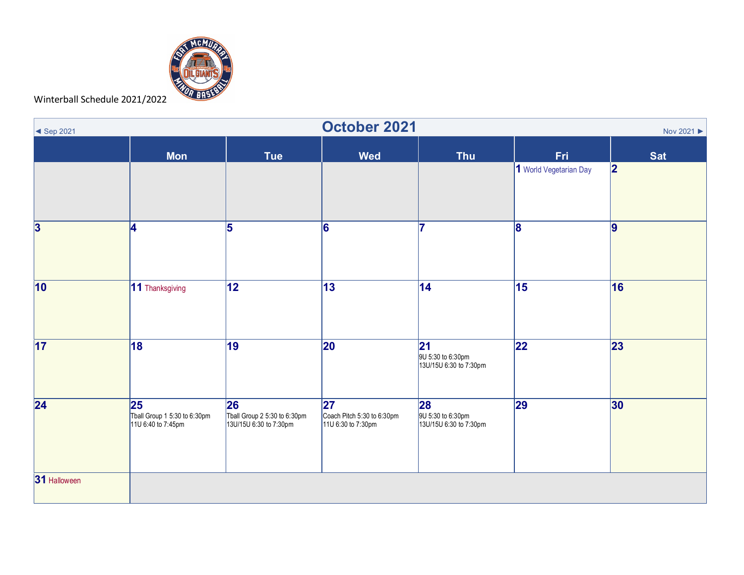Winterball Schedule 2021/2022

## October 2021

◄ Sep 2021 | Nov 2021 ►

| Sun | Mon | Tue | Wed | Thu | Fri | Sat |
|---|---|---|---|---|---|---|
| | | | | | 1 World Vegetarian Day | 2 |
| 3 | 4 | 5 | 6 | 7 | 8 | 9 |
| 10 | 11 Thanksgiving | 12 | 13 | 14 | 15 | 16 |
| 17 | 18 | 19 | 20 | 21 9U 5:30 to 6:30pm 13U/15U 6:30 to 7:30pm | 22 | 23 |
| 24 | 25 Tball Group 1 5:30 to 6:30pm 11U 6:40 to 7:45pm | 26 Tball Group 2 5:30 to 6:30pm 13U/15U 6:30 to 7:30pm | 27 Coach Pitch 5:30 to 6:30pm 11U 6:30 to 7:30pm | 28 9U 5:30 to 6:30pm 13U/15U 6:30 to 7:30pm | 29 | 30 |
| 31 Halloween | | | | | | |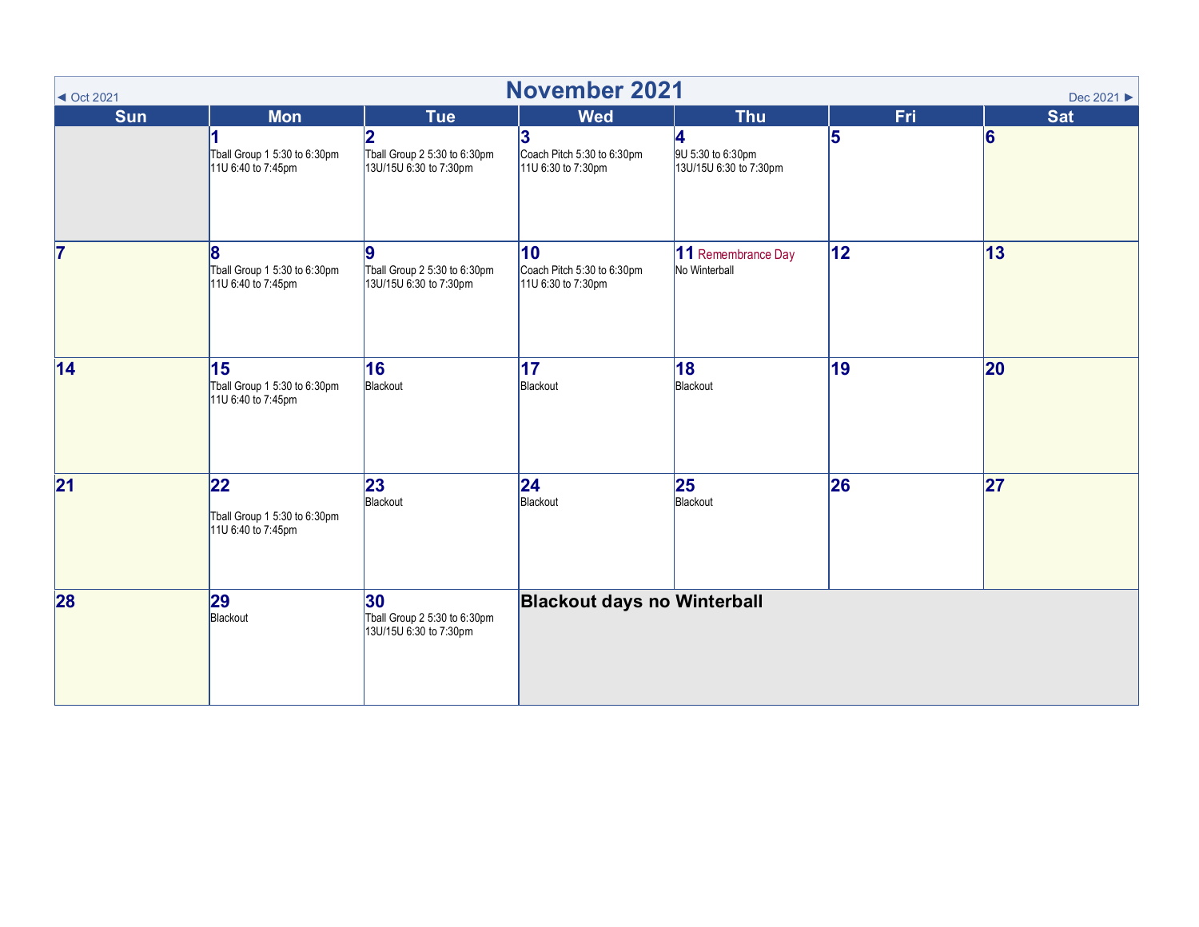# November 2021

◄ Oct 2021 | Dec 2021 ►

| Sun | Mon | Tue | Wed | Thu | Fri | Sat |
|---|---|---|---|---|---|---|
| | **1**<br>Tball Group 1 5:30 to 6:30pm<br>11U 6:40 to 7:45pm | **2**<br>Tball Group 2 5:30 to 6:30pm<br>13U/15U 6:30 to 7:30pm | **3**<br>Coach Pitch 5:30 to 6:30pm<br>11U 6:30 to 7:30pm | **4**<br>9U 5:30 to 6:30pm<br>13U/15U 6:30 to 7:30pm | **5** | **6** |
| **7** | **8**<br>Tball Group 1 5:30 to 6:30pm<br>11U 6:40 to 7:45pm | **9**<br>Tball Group 2 5:30 to 6:30pm<br>13U/15U 6:30 to 7:30pm | **10**<br>Coach Pitch 5:30 to 6:30pm<br>11U 6:30 to 7:30pm | **11** Remembrance Day<br>No Winterball | **12** | **13** |
| **14** | **15**<br>Tball Group 1 5:30 to 6:30pm<br>11U 6:40 to 7:45pm | **16**<br>Blackout | **17**<br>Blackout | **18**<br>Blackout | **19** | **20** |
| **21** | **22**<br>Tball Group 1 5:30 to 6:30pm<br>11U 6:40 to 7:45pm | **23**<br>Blackout | **24**<br>Blackout | **25**<br>Blackout | **26** | **27** |
| **28** | **29**<br>Blackout | **30**<br>Tball Group 2 5:30 to 6:30pm<br>13U/15U 6:30 to 7:30pm | **Blackout days no Winterball** | | | |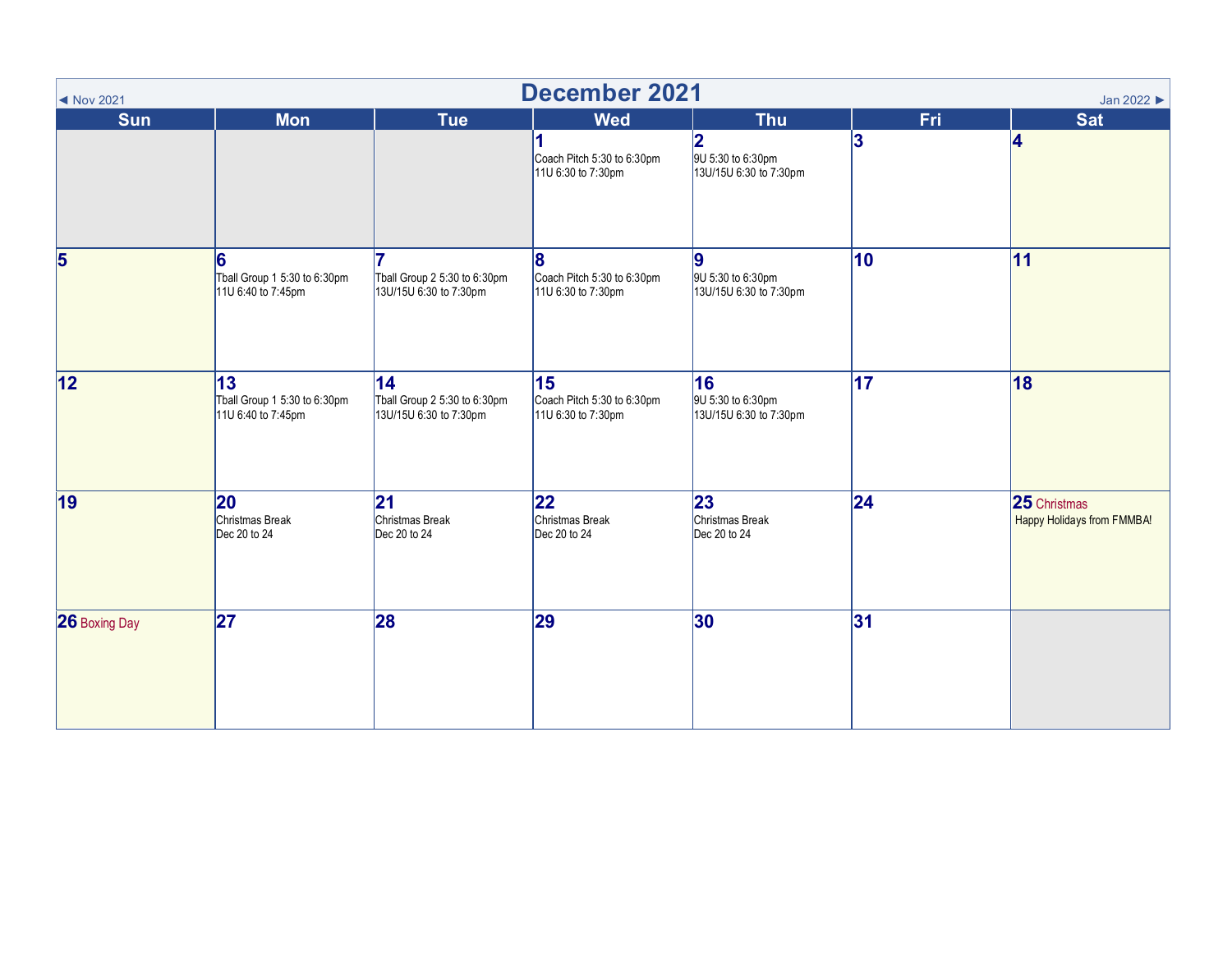# December 2021

◄ Nov 2021 | Jan 2022 ►

| Sun | Mon | Tue | Wed | Thu | Fri | Sat |
|---|---|---|---|---|---|---|
| | | | **1** Coach Pitch 5:30 to 6:30pm 11U 6:30 to 7:30pm | **2** 9U 5:30 to 6:30pm 13U/15U 6:30 to 7:30pm | **3** | **4** |
| **5** | **6** Tball Group 1 5:30 to 6:30pm 11U 6:40 to 7:45pm | **7** Tball Group 2 5:30 to 6:30pm 13U/15U 6:30 to 7:30pm | **8** Coach Pitch 5:30 to 6:30pm 11U 6:30 to 7:30pm | **9** 9U 5:30 to 6:30pm 13U/15U 6:30 to 7:30pm | **10** | **11** |
| **12** | **13** Tball Group 1 5:30 to 6:30pm 11U 6:40 to 7:45pm | **14** Tball Group 2 5:30 to 6:30pm 13U/15U 6:30 to 7:30pm | **15** Coach Pitch 5:30 to 6:30pm 11U 6:30 to 7:30pm | **16** 9U 5:30 to 6:30pm 13U/15U 6:30 to 7:30pm | **17** | **18** |
| **19** | **20** Christmas Break Dec 20 to 24 | **21** Christmas Break Dec 20 to 24 | **22** Christmas Break Dec 20 to 24 | **23** Christmas Break Dec 20 to 24 | **24** | **25** Christmas Happy Holidays from FMMBA! |
| **26** Boxing Day | **27** | **28** | **29** | **30** | **31** | |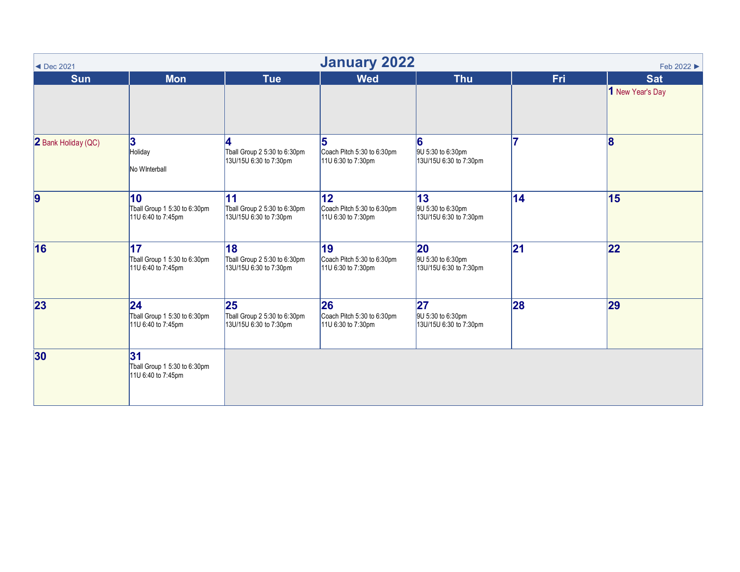# January 2022

◄ Dec 2021 | Feb 2022 ►

| Sun | Mon | Tue | Wed | Thu | Fri | Sat |
|---|---|---|---|---|---|---|
| | | | | | | 1 New Year's Day |
| 2 Bank Holiday (QC) | 3 Holiday<br><br>No WInterball | 4 Tball Group 2 5:30 to 6:30pm<br>13U/15U 6:30 to 7:30pm | 5 Coach Pitch 5:30 to 6:30pm<br>11U 6:30 to 7:30pm | 6 9U 5:30 to 6:30pm<br>13U/15U 6:30 to 7:30pm | 7 | 8 |
| 9 | 10 Tball Group 1 5:30 to 6:30pm<br>11U 6:40 to 7:45pm | 11 Tball Group 2 5:30 to 6:30pm<br>13U/15U 6:30 to 7:30pm | 12 Coach Pitch 5:30 to 6:30pm<br>11U 6:30 to 7:30pm | 13 9U 5:30 to 6:30pm<br>13U/15U 6:30 to 7:30pm | 14 | 15 |
| 16 | 17 Tball Group 1 5:30 to 6:30pm<br>11U 6:40 to 7:45pm | 18 Tball Group 2 5:30 to 6:30pm<br>13U/15U 6:30 to 7:30pm | 19 Coach Pitch 5:30 to 6:30pm<br>11U 6:30 to 7:30pm | 20 9U 5:30 to 6:30pm<br>13U/15U 6:30 to 7:30pm | 21 | 22 |
| 23 | 24 Tball Group 1 5:30 to 6:30pm<br>11U 6:40 to 7:45pm | 25 Tball Group 2 5:30 to 6:30pm<br>13U/15U 6:30 to 7:30pm | 26 Coach Pitch 5:30 to 6:30pm<br>11U 6:30 to 7:30pm | 27 9U 5:30 to 6:30pm<br>13U/15U 6:30 to 7:30pm | 28 | 29 |
| 30 | 31 Tball Group 1 5:30 to 6:30pm<br>11U 6:40 to 7:45pm | | | | | |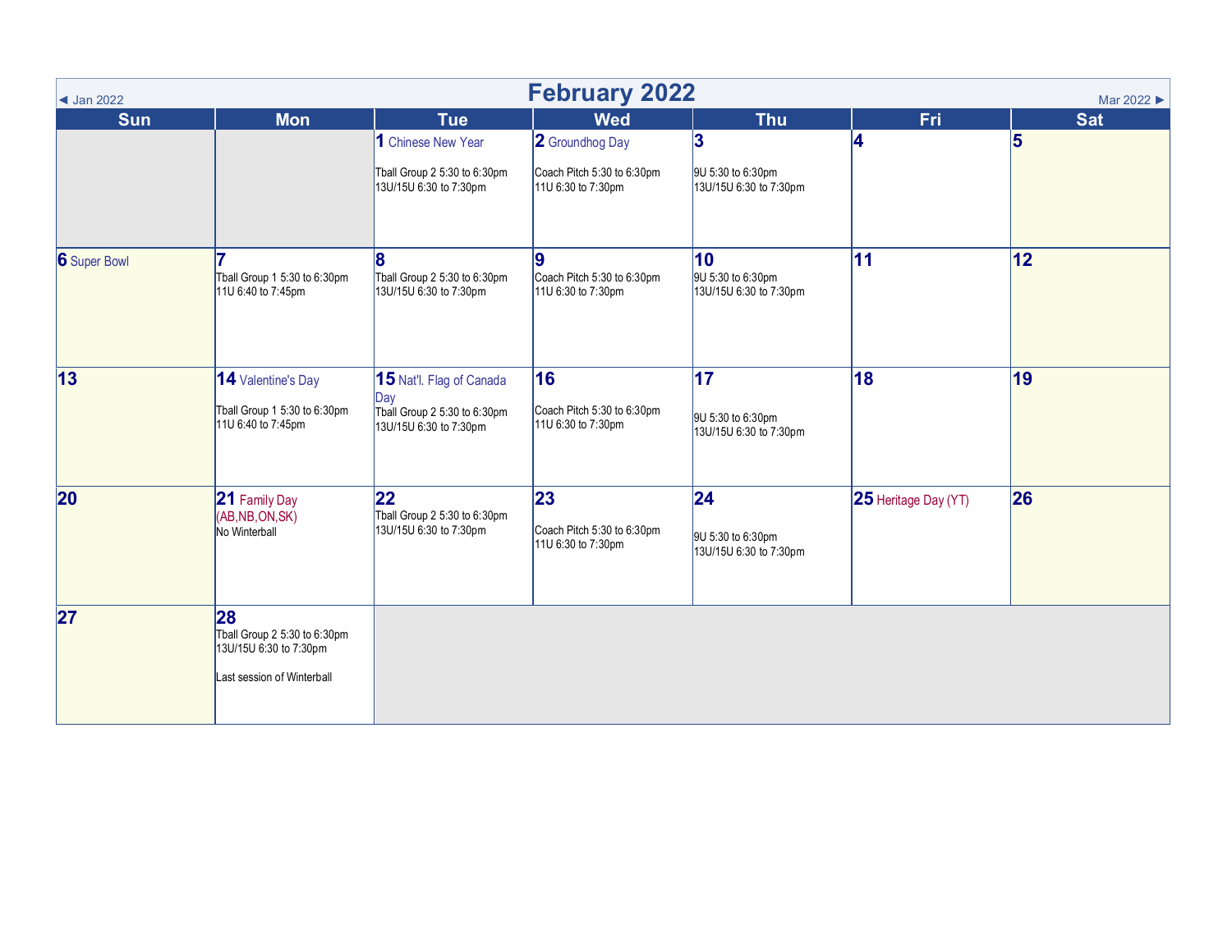# February 2022

◄ Jan 2022 | Mar 2022 ►

| Sun | Mon | Tue | Wed | Thu | Fri | Sat |
|---|---|---|---|---|---|---|
| | | **1** Chinese New Year<br>Tball Group 2 5:30 to 6:30pm<br>13U/15U 6:30 to 7:30pm | **2** Groundhog Day<br>Coach Pitch 5:30 to 6:30pm<br>11U 6:30 to 7:30pm | **3**<br>9U 5:30 to 6:30pm<br>13U/15U 6:30 to 7:30pm | **4** | **5** |
| **6** Super Bowl | **7**<br>Tball Group 1 5:30 to 6:30pm<br>11U 6:40 to 7:45pm | **8**<br>Tball Group 2 5:30 to 6:30pm<br>13U/15U 6:30 to 7:30pm | **9**<br>Coach Pitch 5:30 to 6:30pm<br>11U 6:30 to 7:30pm | **10**<br>9U 5:30 to 6:30pm<br>13U/15U 6:30 to 7:30pm | **11** | **12** |
| **13** | **14** Valentine's Day<br>Tball Group 1 5:30 to 6:30pm<br>11U 6:40 to 7:45pm | **15** Nat'l. Flag of Canada Day<br>Tball Group 2 5:30 to 6:30pm<br>13U/15U 6:30 to 7:30pm | **16**<br>Coach Pitch 5:30 to 6:30pm<br>11U 6:30 to 7:30pm | **17**<br>9U 5:30 to 6:30pm<br>13U/15U 6:30 to 7:30pm | **18** | **19** |
| **20** | **21** Family Day (AB,NB,ON,SK)<br>No Winterball | **22**<br>Tball Group 2 5:30 to 6:30pm<br>13U/15U 6:30 to 7:30pm | **23**<br>Coach Pitch 5:30 to 6:30pm<br>11U 6:30 to 7:30pm | **24**<br>9U 5:30 to 6:30pm<br>13U/15U 6:30 to 7:30pm | **25** Heritage Day (YT) | **26** |
| **27** | **28**<br>Tball Group 2 5:30 to 6:30pm<br>13U/15U 6:30 to 7:30pm<br><br>Last session of Winterball | | | | | |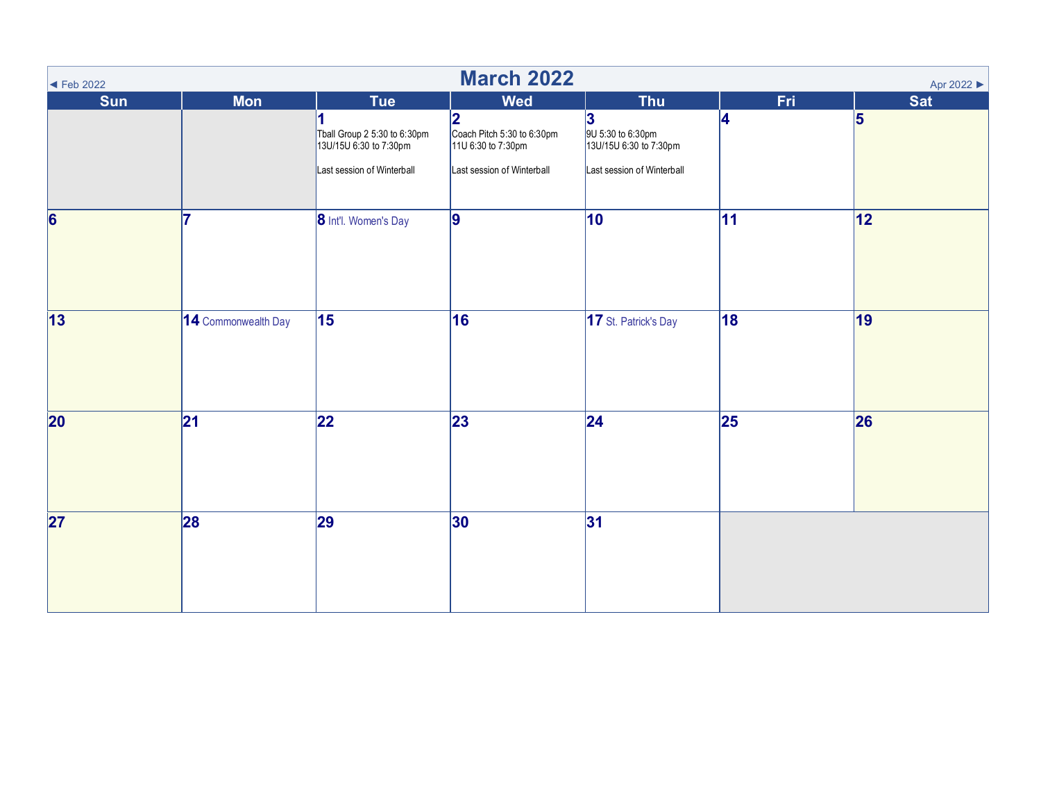# March 2022

◄ Feb 2022 | Apr 2022 ►

| Sun | Mon | Tue | Wed | Thu | Fri | Sat |
|---|---|---|---|---|---|---|
| | | **1** Tball Group 2 5:30 to 6:30pm 13U/15U 6:30 to 7:30pm Last session of Winterball | **2** Coach Pitch 5:30 to 6:30pm 11U 6:30 to 7:30pm Last session of Winterball | **3** 9U 5:30 to 6:30pm 13U/15U 6:30 to 7:30pm Last session of Winterball | **4** | **5** |
| **6** | **7** | **8** Int'l. Women's Day | **9** | **10** | **11** | **12** |
| **13** | **14** Commonwealth Day | **15** | **16** | **17** St. Patrick's Day | **18** | **19** |
| **20** | **21** | **22** | **23** | **24** | **25** | **26** |
| **27** | **28** | **29** | **30** | **31** | | |